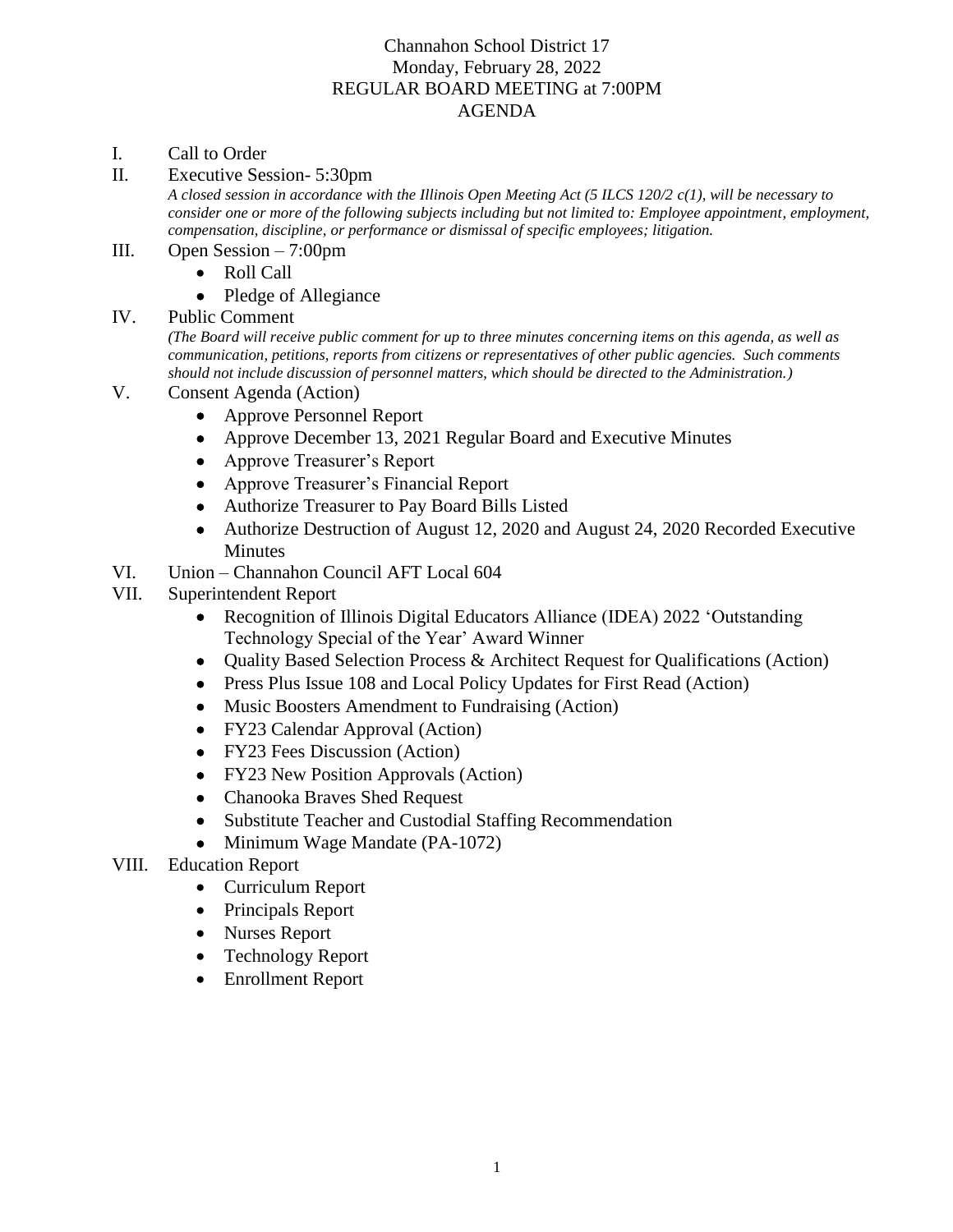# Channahon School District 17
## Monday, February 28, 2022
## REGULAR BOARD MEETING at 7:00PM
## AGENDA

I. Call to Order

II. Executive Session- 5:30pm

*A closed session in accordance with the Illinois Open Meeting Act (5 ILCS 120/2 c(1), will be necessary to consider one or more of the following subjects including but not limited to: Employee appointment, employment, compensation, discipline, or performance or dismissal of specific employees; litigation.*

III. Open Session – 7:00pm
- Roll Call
- Pledge of Allegiance

IV. Public Comment

*(The Board will receive public comment for up to three minutes concerning items on this agenda, as well as communication, petitions, reports from citizens or representatives of other public agencies. Such comments should not include discussion of personnel matters, which should be directed to the Administration.)*

V. Consent Agenda (Action)
- Approve Personnel Report
- Approve December 13, 2021 Regular Board and Executive Minutes
- Approve Treasurer's Report
- Approve Treasurer's Financial Report
- Authorize Treasurer to Pay Board Bills Listed
- Authorize Destruction of August 12, 2020 and August 24, 2020 Recorded Executive Minutes

VI. Union – Channahon Council AFT Local 604

VII. Superintendent Report
- Recognition of Illinois Digital Educators Alliance (IDEA) 2022 'Outstanding Technology Special of the Year' Award Winner
- Quality Based Selection Process & Architect Request for Qualifications (Action)
- Press Plus Issue 108 and Local Policy Updates for First Read (Action)
- Music Boosters Amendment to Fundraising (Action)
- FY23 Calendar Approval (Action)
- FY23 Fees Discussion (Action)
- FY23 New Position Approvals (Action)
- Chanooka Braves Shed Request
- Substitute Teacher and Custodial Staffing Recommendation
- Minimum Wage Mandate (PA-1072)

VIII. Education Report
- Curriculum Report
- Principals Report
- Nurses Report
- Technology Report
- Enrollment Report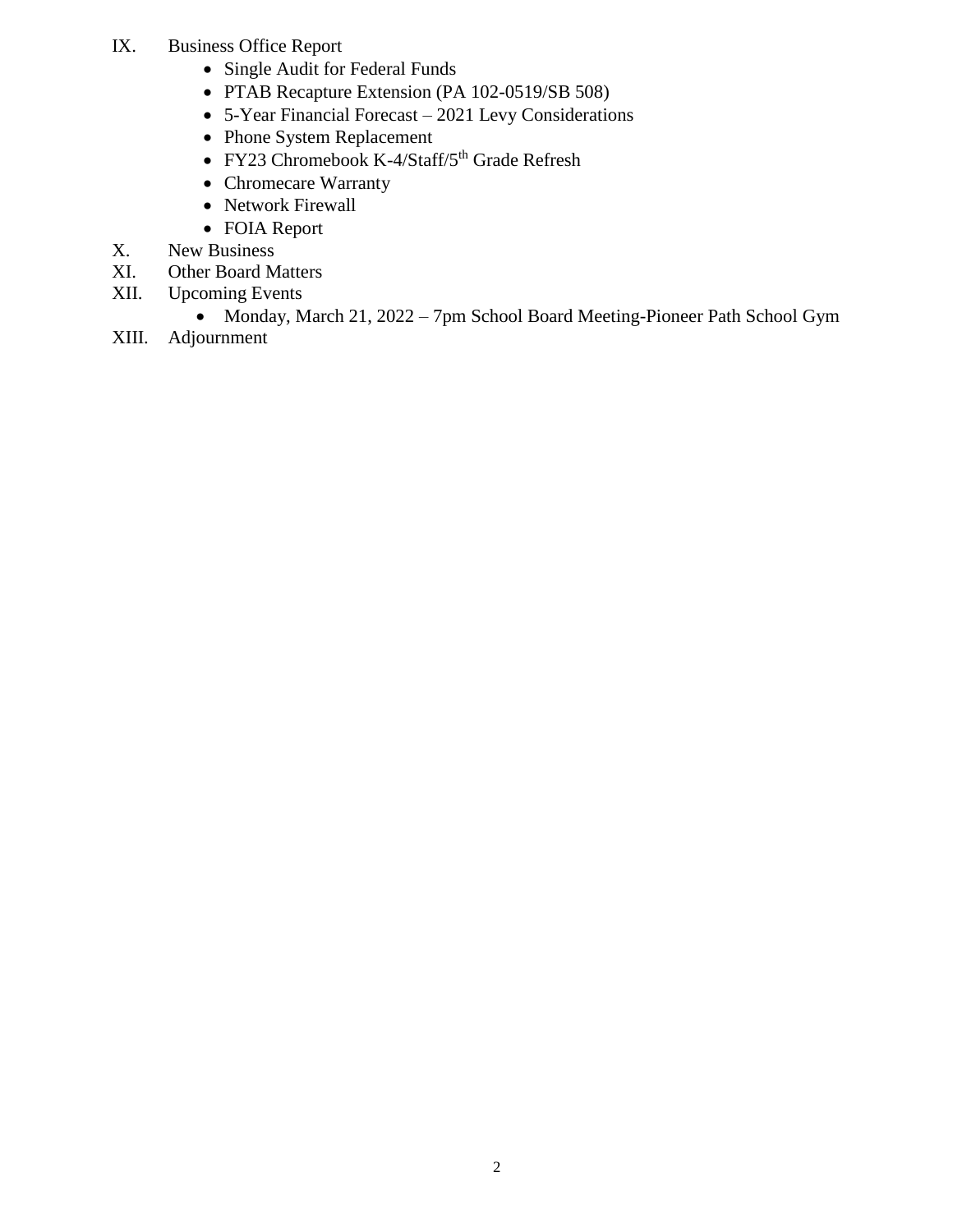IX. Business Office Report
   - Single Audit for Federal Funds
   - PTAB Recapture Extension (PA 102-0519/SB 508)
   - 5-Year Financial Forecast – 2021 Levy Considerations
   - Phone System Replacement
   - FY23 Chromebook K-4/Staff/5th Grade Refresh
   - Chromecare Warranty
   - Network Firewall
   - FOIA Report

X. New Business

XI. Other Board Matters

XII. Upcoming Events
   - Monday, March 21, 2022 – 7pm School Board Meeting-Pioneer Path School Gym

XIII. Adjournment